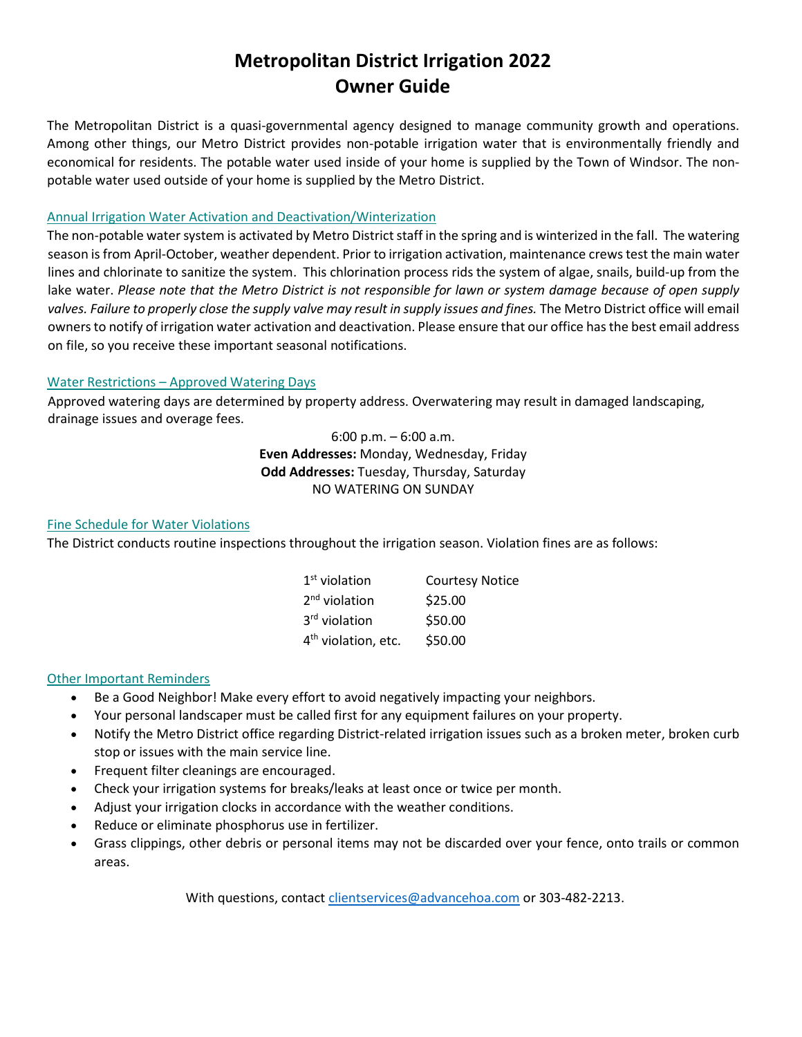# Metropolitan District Irrigation 2022
# Owner Guide

The Metropolitan District is a quasi-governmental agency designed to manage community growth and operations. Among other things, our Metro District provides non-potable irrigation water that is environmentally friendly and economical for residents. The potable water used inside of your home is supplied by the Town of Windsor. The non-potable water used outside of your home is supplied by the Metro District.

## Annual Irrigation Water Activation and Deactivation/Winterization

The non-potable water system is activated by Metro District staff in the spring and is winterized in the fall. The watering season is from April-October, weather dependent. Prior to irrigation activation, maintenance crews test the main water lines and chlorinate to sanitize the system. This chlorination process rids the system of algae, snails, build-up from the lake water. *Please note that the Metro District is not responsible for lawn or system damage because of open supply valves. Failure to properly close the supply valve may result in supply issues and fines.* The Metro District office will email owners to notify of irrigation water activation and deactivation. Please ensure that our office has the best email address on file, so you receive these important seasonal notifications.

## Water Restrictions – Approved Watering Days

Approved watering days are determined by property address. Overwatering may result in damaged landscaping, drainage issues and overage fees.

6:00 p.m. – 6:00 a.m.
**Even Addresses:** Monday, Wednesday, Friday
**Odd Addresses:** Tuesday, Thursday, Saturday
NO WATERING ON SUNDAY

## Fine Schedule for Water Violations

The District conducts routine inspections throughout the irrigation season. Violation fines are as follows:

| Violation | Fine |
| --- | --- |
| 1st violation | Courtesy Notice |
| 2nd violation | $25.00 |
| 3rd violation | $50.00 |
| 4th violation, etc. | $50.00 |

## Other Important Reminders

- Be a Good Neighbor! Make every effort to avoid negatively impacting your neighbors.
- Your personal landscaper must be called first for any equipment failures on your property.
- Notify the Metro District office regarding District-related irrigation issues such as a broken meter, broken curb stop or issues with the main service line.
- Frequent filter cleanings are encouraged.
- Check your irrigation systems for breaks/leaks at least once or twice per month.
- Adjust your irrigation clocks in accordance with the weather conditions.
- Reduce or eliminate phosphorus use in fertilizer.
- Grass clippings, other debris or personal items may not be discarded over your fence, onto trails or common areas.

With questions, contact clientservices@advancehoa.com or 303-482-2213.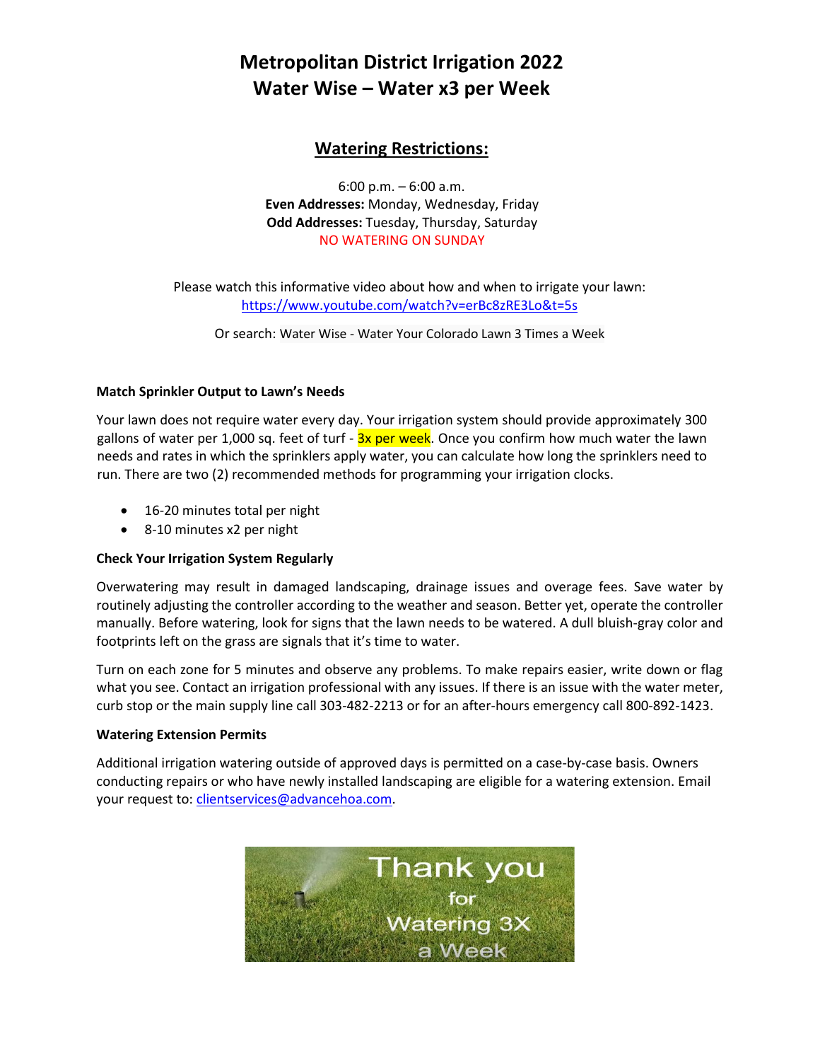# Metropolitan District Irrigation 2022
# Water Wise – Water x3 per Week

## Watering Restrictions:

6:00 p.m. – 6:00 a.m.
**Even Addresses:** Monday, Wednesday, Friday
**Odd Addresses:** Tuesday, Thursday, Saturday
NO WATERING ON SUNDAY

Please watch this informative video about how and when to irrigate your lawn:
https://www.youtube.com/watch?v=erBc8zRE3Lo&t=5s

Or search: Water Wise - Water Your Colorado Lawn 3 Times a Week

**Match Sprinkler Output to Lawn's Needs**

Your lawn does not require water every day. Your irrigation system should provide approximately 300 gallons of water per 1,000 sq. feet of turf - 3x per week. Once you confirm how much water the lawn needs and rates in which the sprinklers apply water, you can calculate how long the sprinklers need to run. There are two (2) recommended methods for programming your irrigation clocks.

- 16-20 minutes total per night
- 8-10 minutes x2 per night

**Check Your Irrigation System Regularly**

Overwatering may result in damaged landscaping, drainage issues and overage fees. Save water by routinely adjusting the controller according to the weather and season. Better yet, operate the controller manually. Before watering, look for signs that the lawn needs to be watered. A dull bluish-gray color and footprints left on the grass are signals that it's time to water.

Turn on each zone for 5 minutes and observe any problems. To make repairs easier, write down or flag what you see. Contact an irrigation professional with any issues. If there is an issue with the water meter, curb stop or the main supply line call 303-482-2213 or for an after-hours emergency call 800-892-1423.

**Watering Extension Permits**

Additional irrigation watering outside of approved days is permitted on a case-by-case basis. Owners conducting repairs or who have newly installed landscaping are eligible for a watering extension. Email your request to: clientservices@advancehoa.com.

Thank you for Watering 3X a Week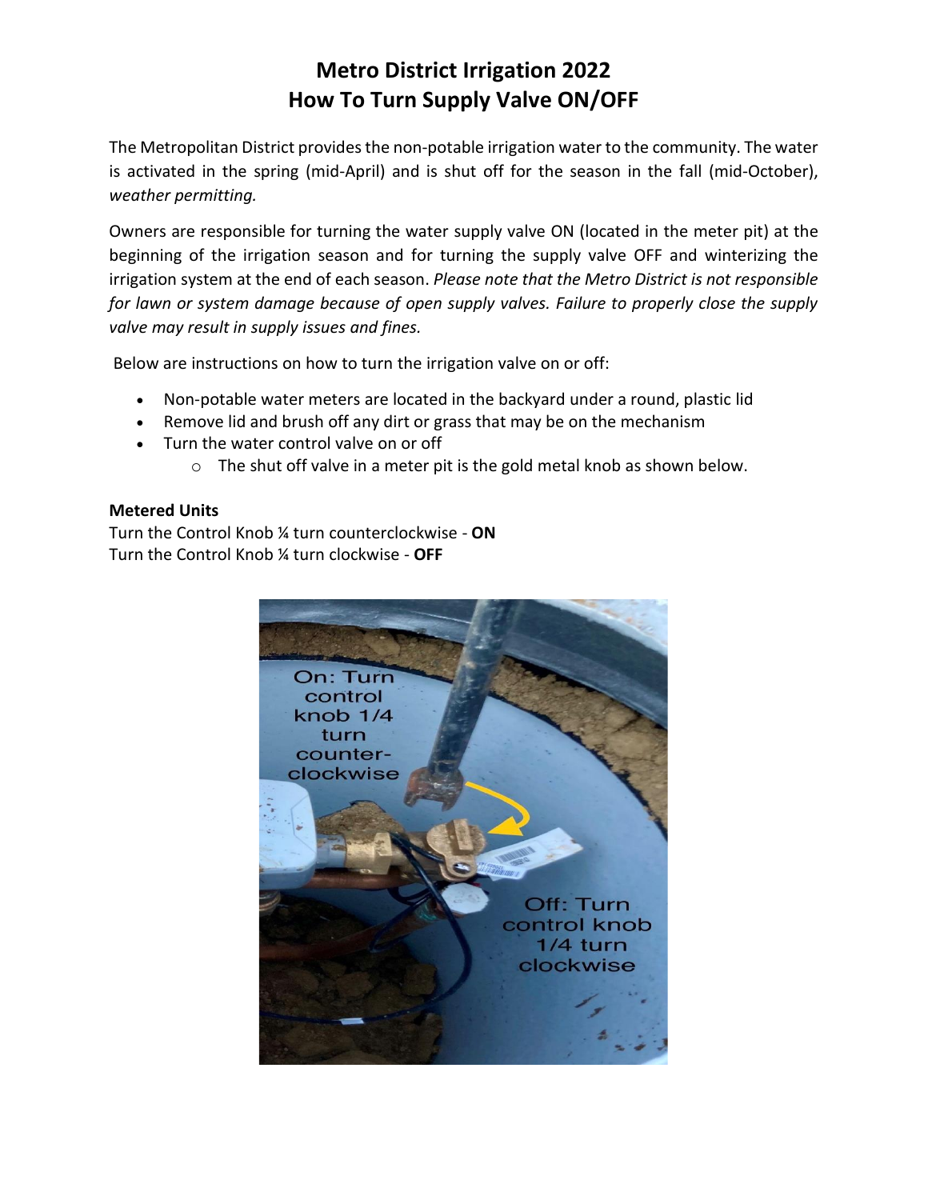# Metro District Irrigation 2022
# How To Turn Supply Valve ON/OFF

The Metropolitan District provides the non-potable irrigation water to the community. The water is activated in the spring (mid-April) and is shut off for the season in the fall (mid-October), *weather permitting.*

Owners are responsible for turning the water supply valve ON (located in the meter pit) at the beginning of the irrigation season and for turning the supply valve OFF and winterizing the irrigation system at the end of each season. *Please note that the Metro District is not responsible for lawn or system damage because of open supply valves. Failure to properly close the supply valve may result in supply issues and fines.*

Below are instructions on how to turn the irrigation valve on or off:

- Non-potable water meters are located in the backyard under a round, plastic lid
- Remove lid and brush off any dirt or grass that may be on the mechanism
- Turn the water control valve on or off
  - The shut off valve in a meter pit is the gold metal knob as shown below.

**Metered Units**
Turn the Control Knob ¼ turn counterclockwise - **ON**
Turn the Control Knob ¼ turn clockwise - **OFF**

On: Turn control knob 1/4 turn counter-clockwise

Off: Turn control knob 1/4 turn clockwise